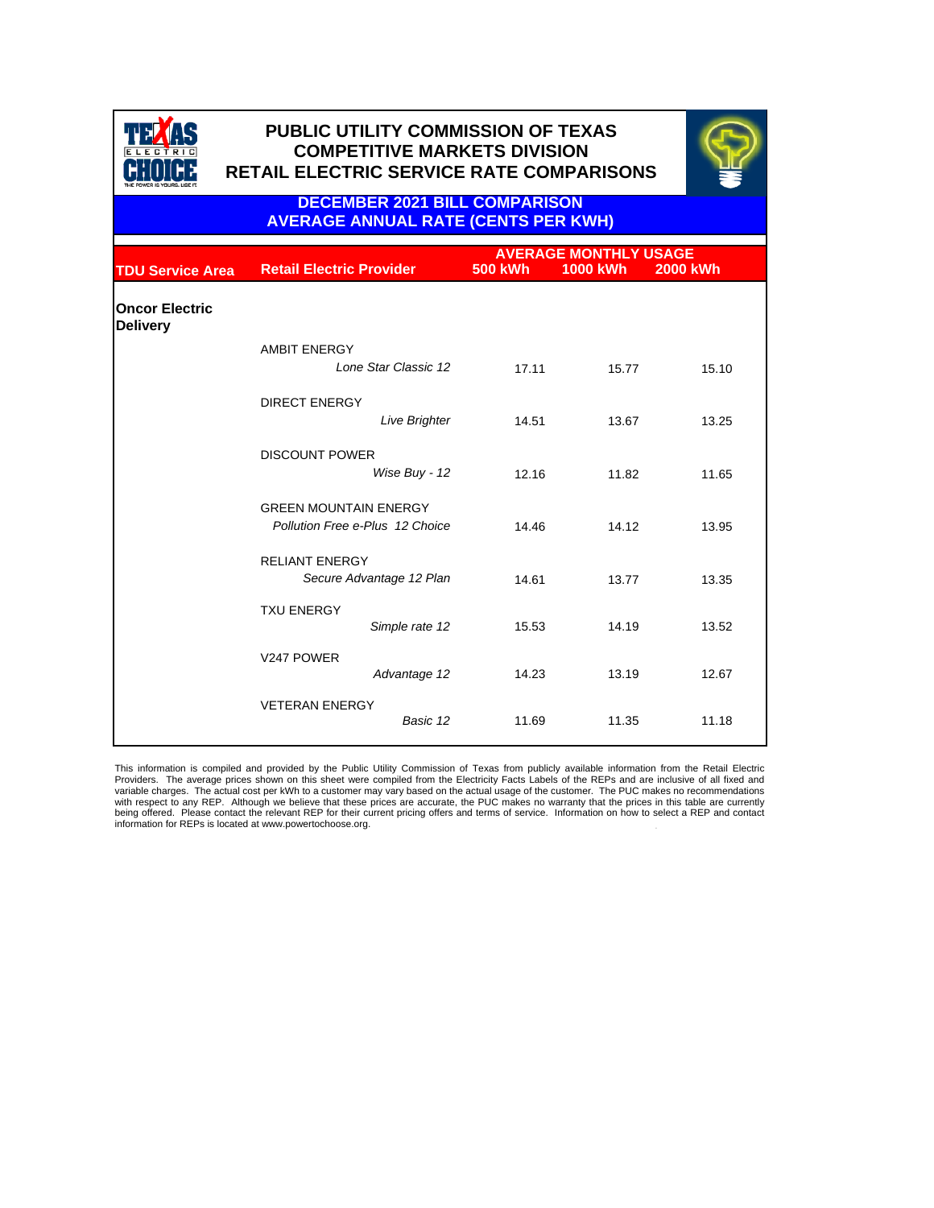# PUBLIC UTILITY COMMISSION OF TEXAS
## COMPETITIVE MARKETS DIVISION
## RETAIL ELECTRIC SERVICE RATE COMPARISONS

### DECEMBER 2021 BILL COMPARISON
### AVERAGE ANNUAL RATE (CENTS PER KWH)

| TDU Service Area | Retail Electric Provider | AVERAGE MONTHLY USAGE 500 kWh | 1000 kWh | 2000 kWh |
|---|---|---|---|---|
| **Oncor Electric Delivery** | | | | |
| | AMBIT ENERGY *Lone Star Classic 12* | 17.11 | 15.77 | 15.10 |
| | DIRECT ENERGY *Live Brighter* | 14.51 | 13.67 | 13.25 |
| | DISCOUNT POWER *Wise Buy - 12* | 12.16 | 11.82 | 11.65 |
| | GREEN MOUNTAIN ENERGY *Pollution Free e-Plus 12 Choice* | 14.46 | 14.12 | 13.95 |
| | RELIANT ENERGY *Secure Advantage 12 Plan* | 14.61 | 13.77 | 13.35 |
| | TXU ENERGY *Simple rate 12* | 15.53 | 14.19 | 13.52 |
| | V247 POWER *Advantage 12* | 14.23 | 13.19 | 12.67 |
| | VETERAN ENERGY *Basic 12* | 11.69 | 11.35 | 11.18 |

This information is compiled and provided by the Public Utility Commission of Texas from publicly available information from the Retail Electric Providers. The average prices shown on this sheet were compiled from the Electricity Facts Labels of the REPs and are inclusive of all fixed and variable charges. The actual cost per kWh to a customer may vary based on the actual usage of the customer. The PUC makes no recommendations with respect to any REP. Although we believe that these prices are accurate, the PUC makes no warranty that the prices in this table are currently being offered. Please contact the relevant REP for their current pricing offers and terms of service. Information on how to select a REP and contact information for REPs is located at www.powertochoose.org.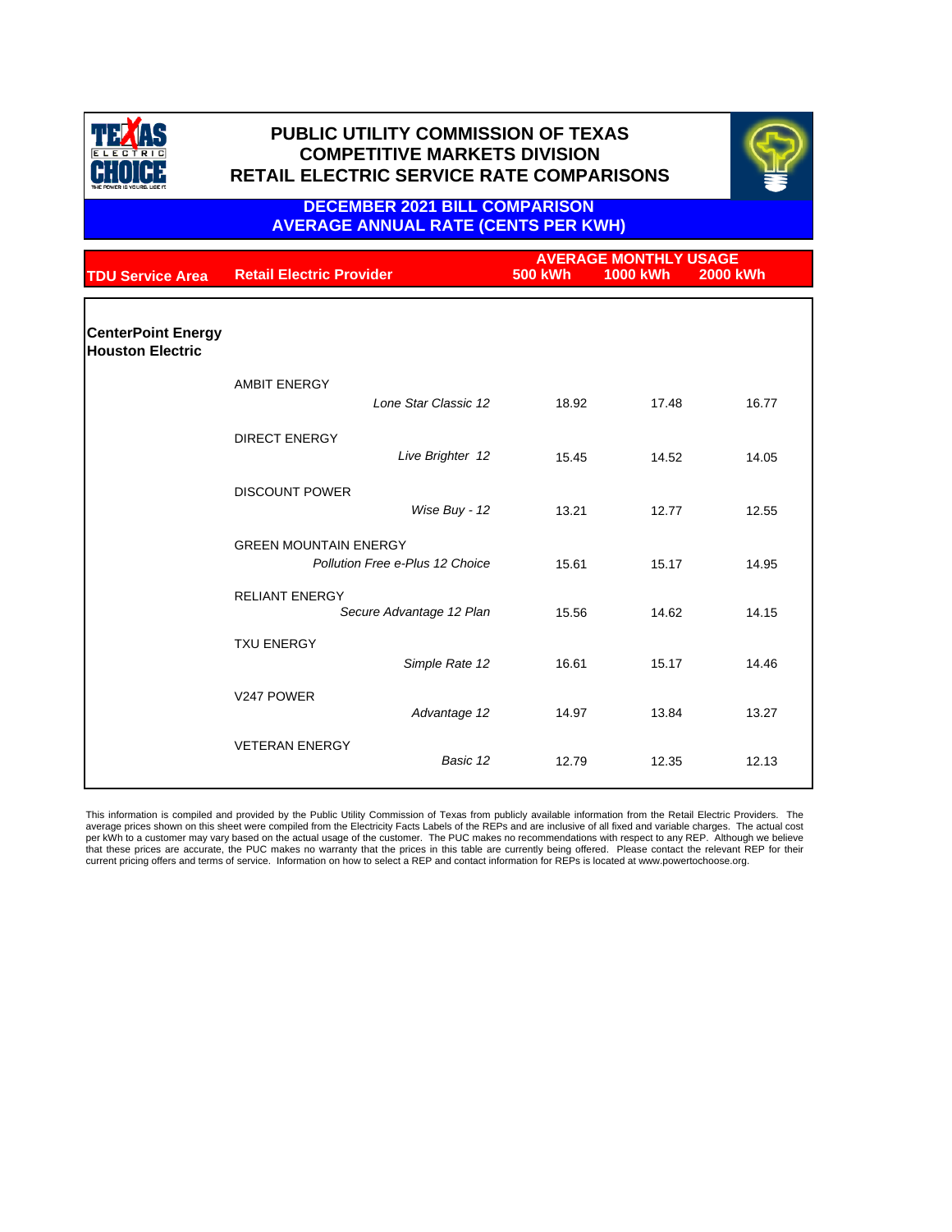# PUBLIC UTILITY COMMISSION OF TEXAS
## COMPETITIVE MARKETS DIVISION
## RETAIL ELECTRIC SERVICE RATE COMPARISONS

### DECEMBER 2021 BILL COMPARISON
### AVERAGE ANNUAL RATE (CENTS PER KWH)

| TDU Service Area | Retail Electric Provider | AVERAGE MONTHLY USAGE 500 kWh | 1000 kWh | 2000 kWh |
|---|---|---|---|---|
| **CenterPoint Energy Houston Electric** | | | | |
| | AMBIT ENERGY *Lone Star Classic 12* | 18.92 | 17.48 | 16.77 |
| | DIRECT ENERGY *Live Brighter 12* | 15.45 | 14.52 | 14.05 |
| | DISCOUNT POWER *Wise Buy - 12* | 13.21 | 12.77 | 12.55 |
| | GREEN MOUNTAIN ENERGY *Pollution Free e-Plus 12 Choice* | 15.61 | 15.17 | 14.95 |
| | RELIANT ENERGY *Secure Advantage 12 Plan* | 15.56 | 14.62 | 14.15 |
| | TXU ENERGY *Simple Rate 12* | 16.61 | 15.17 | 14.46 |
| | V247 POWER *Advantage 12* | 14.97 | 13.84 | 13.27 |
| | VETERAN ENERGY *Basic 12* | 12.79 | 12.35 | 12.13 |

This information is compiled and provided by the Public Utility Commission of Texas from publicly available information from the Retail Electric Providers. The average prices shown on this sheet were compiled from the Electricity Facts Labels of the REPs and are inclusive of all fixed and variable charges. The actual cost per kWh to a customer may vary based on the actual usage of the customer. The PUC makes no recommendations with respect to any REP. Although we believe that these prices are accurate, the PUC makes no warranty that the prices in this table are currently being offered. Please contact the relevant REP for their current pricing offers and terms of service. Information on how to select a REP and contact information for REPs is located at www.powertochoose.org.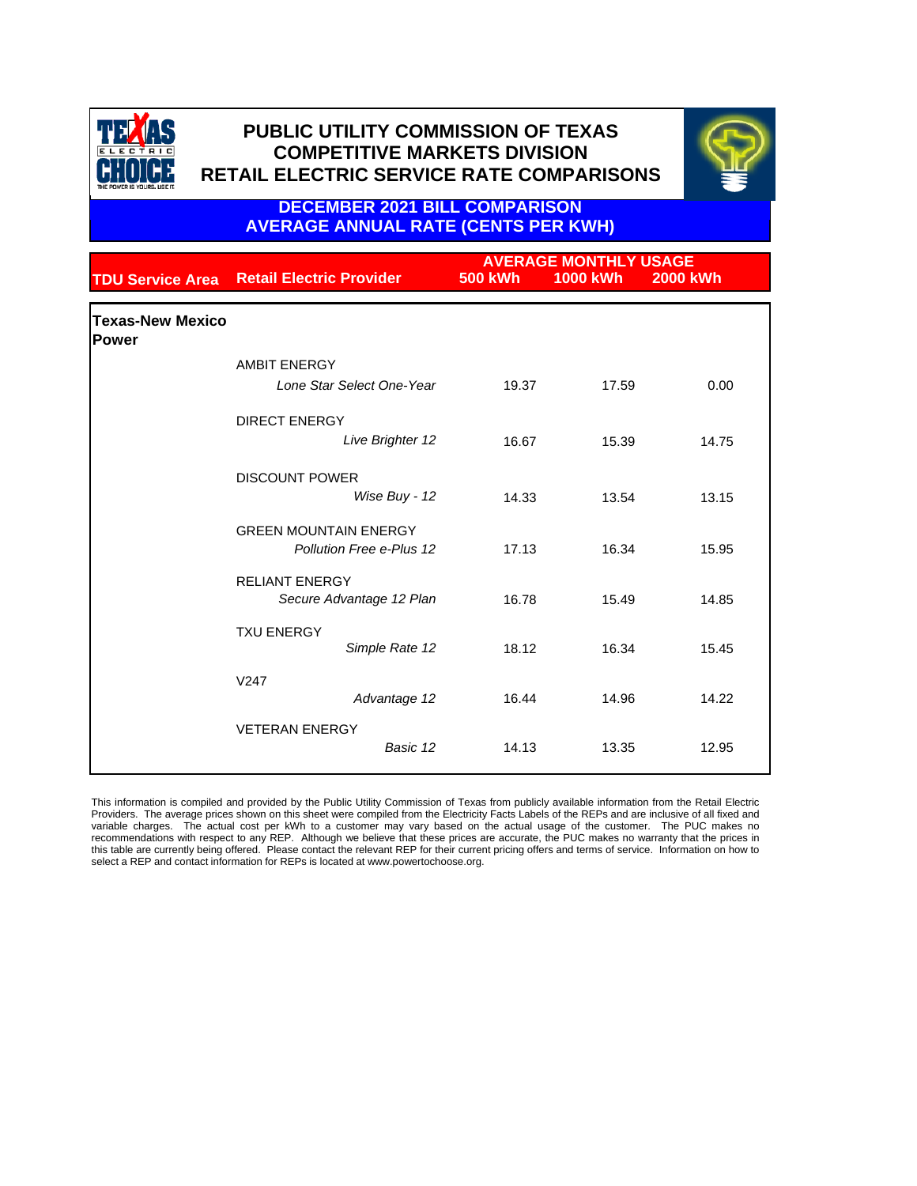# PUBLIC UTILITY COMMISSION OF TEXAS
# COMPETITIVE MARKETS DIVISION
# RETAIL ELECTRIC SERVICE RATE COMPARISONS

## DECEMBER 2021 BILL COMPARISON
## AVERAGE ANNUAL RATE (CENTS PER KWH)

| TDU Service Area | Retail Electric Provider | AVERAGE MONTHLY USAGE 500 kWh | 1000 kWh | 2000 kWh |
|---|---|---|---|---|
| **Texas-New Mexico Power** | | | | |
| | AMBIT ENERGY | | | |
| | *Lone Star Select One-Year* | 19.37 | 17.59 | 0.00 |
| | DIRECT ENERGY | | | |
| | *Live Brighter 12* | 16.67 | 15.39 | 14.75 |
| | DISCOUNT POWER | | | |
| | *Wise Buy - 12* | 14.33 | 13.54 | 13.15 |
| | GREEN MOUNTAIN ENERGY | | | |
| | *Pollution Free e-Plus 12* | 17.13 | 16.34 | 15.95 |
| | RELIANT ENERGY | | | |
| | *Secure Advantage 12 Plan* | 16.78 | 15.49 | 14.85 |
| | TXU ENERGY | | | |
| | *Simple Rate 12* | 18.12 | 16.34 | 15.45 |
| | V247 | | | |
| | *Advantage 12* | 16.44 | 14.96 | 14.22 |
| | VETERAN ENERGY | | | |
| | *Basic 12* | 14.13 | 13.35 | 12.95 |

This information is compiled and provided by the Public Utility Commission of Texas from publicly available information from the Retail Electric Providers. The average prices shown on this sheet were compiled from the Electricity Facts Labels of the REPs and are inclusive of all fixed and variable charges. The actual cost per kWh to a customer may vary based on the actual usage of the customer. The PUC makes no recommendations with respect to any REP. Although we believe that these prices are accurate, the PUC makes no warranty that the prices in this table are currently being offered. Please contact the relevant REP for their current pricing offers and terms of service. Information on how to select a REP and contact information for REPs is located at www.powertochoose.org.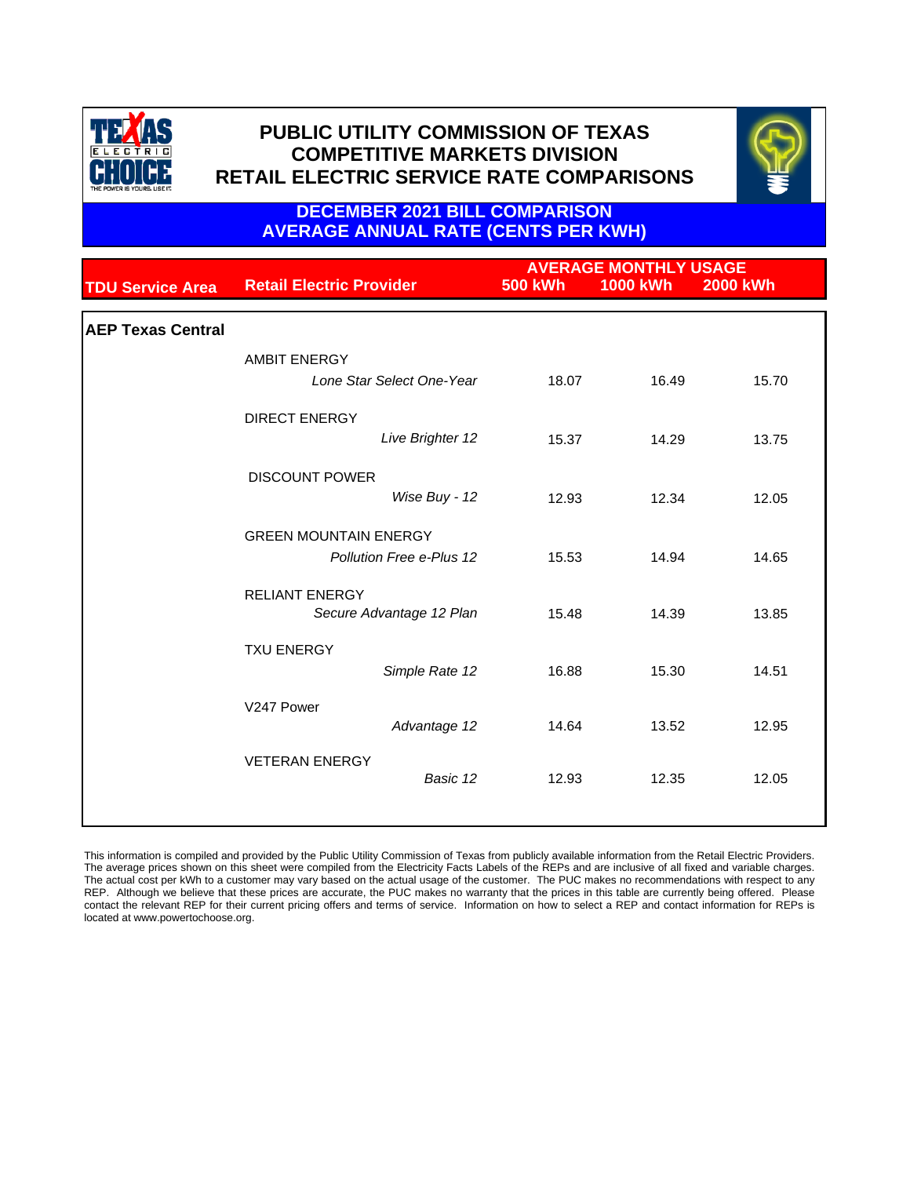# PUBLIC UTILITY COMMISSION OF TEXAS
## COMPETITIVE MARKETS DIVISION
## RETAIL ELECTRIC SERVICE RATE COMPARISONS

### DECEMBER 2021 BILL COMPARISON
### AVERAGE ANNUAL RATE (CENTS PER KWH)

| TDU Service Area | Retail Electric Provider | AVERAGE MONTHLY USAGE 500 kWh | 1000 kWh | 2000 kWh |
|---|---|---|---|---|
| **AEP Texas Central** | | | | |
| | AMBIT ENERGY | | | |
| | *Lone Star Select One-Year* | 18.07 | 16.49 | 15.70 |
| | DIRECT ENERGY | | | |
| | *Live Brighter 12* | 15.37 | 14.29 | 13.75 |
| | DISCOUNT POWER | | | |
| | *Wise Buy - 12* | 12.93 | 12.34 | 12.05 |
| | GREEN MOUNTAIN ENERGY | | | |
| | *Pollution Free e-Plus 12* | 15.53 | 14.94 | 14.65 |
| | RELIANT ENERGY | | | |
| | *Secure Advantage 12 Plan* | 15.48 | 14.39 | 13.85 |
| | TXU ENERGY | | | |
| | *Simple Rate 12* | 16.88 | 15.30 | 14.51 |
| | V247 Power | | | |
| | *Advantage 12* | 14.64 | 13.52 | 12.95 |
| | VETERAN ENERGY | | | |
| | *Basic 12* | 12.93 | 12.35 | 12.05 |

This information is compiled and provided by the Public Utility Commission of Texas from publicly available information from the Retail Electric Providers. The average prices shown on this sheet were compiled from the Electricity Facts Labels of the REPs and are inclusive of all fixed and variable charges. The actual cost per kWh to a customer may vary based on the actual usage of the customer. The PUC makes no recommendations with respect to any REP. Although we believe that these prices are accurate, the PUC makes no warranty that the prices in this table are currently being offered. Please contact the relevant REP for their current pricing offers and terms of service. Information on how to select a REP and contact information for REPs is located at www.powertochoose.org.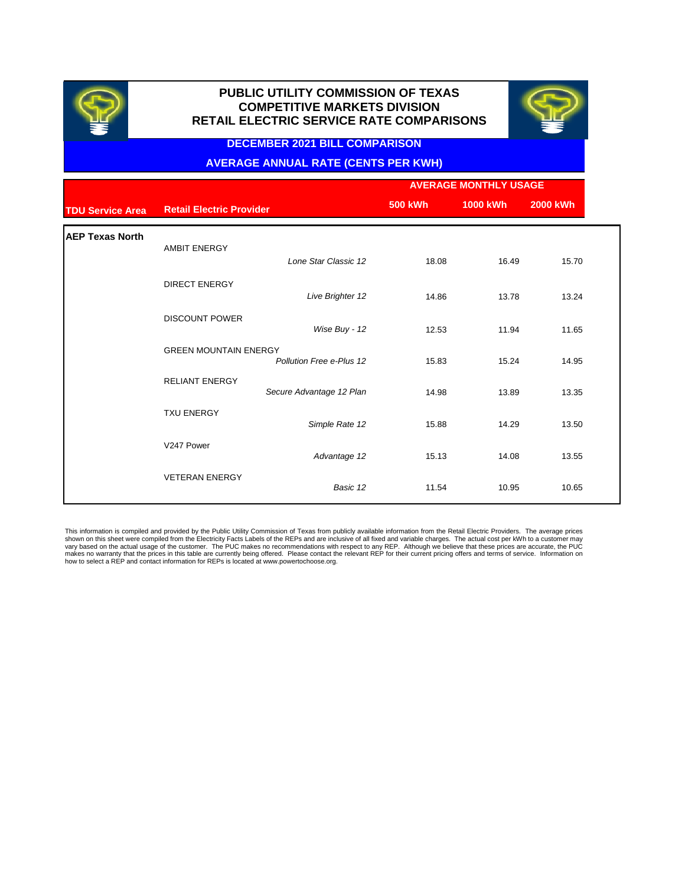# PUBLIC UTILITY COMMISSION OF TEXAS
# COMPETITIVE MARKETS DIVISION
# RETAIL ELECTRIC SERVICE RATE COMPARISONS

## DECEMBER 2021 BILL COMPARISON

## AVERAGE ANNUAL RATE (CENTS PER KWH)

| TDU Service Area | Retail Electric Provider | | AVERAGE MONTHLY USAGE 500 kWh | 1000 kWh | 2000 kWh |
|---|---|---|---|---|---|
| **AEP Texas North** | | | | | |
| | AMBIT ENERGY | *Lone Star Classic 12* | 18.08 | 16.49 | 15.70 |
| | DIRECT ENERGY | *Live Brighter 12* | 14.86 | 13.78 | 13.24 |
| | DISCOUNT POWER | *Wise Buy - 12* | 12.53 | 11.94 | 11.65 |
| | GREEN MOUNTAIN ENERGY | *Pollution Free e-Plus 12* | 15.83 | 15.24 | 14.95 |
| | RELIANT ENERGY | *Secure Advantage 12 Plan* | 14.98 | 13.89 | 13.35 |
| | TXU ENERGY | *Simple Rate 12* | 15.88 | 14.29 | 13.50 |
| | V247 Power | *Advantage 12* | 15.13 | 14.08 | 13.55 |
| | VETERAN ENERGY | *Basic 12* | 11.54 | 10.95 | 10.65 |

This information is compiled and provided by the Public Utility Commission of Texas from publicly available information from the Retail Electric Providers. The average prices shown on this sheet were compiled from the Electricity Facts Labels of the REPs and are inclusive of all fixed and variable charges. The actual cost per kWh to a customer may vary based on the actual usage of the customer. The PUC makes no recommendations with respect to any REP. Although we believe that these prices are accurate, the PUC makes no warranty that the prices in this table are currently being offered. Please contact the relevant REP for their current pricing offers and terms of service. Information on how to select a REP and contact information for REPs is located at www.powertochoose.org.